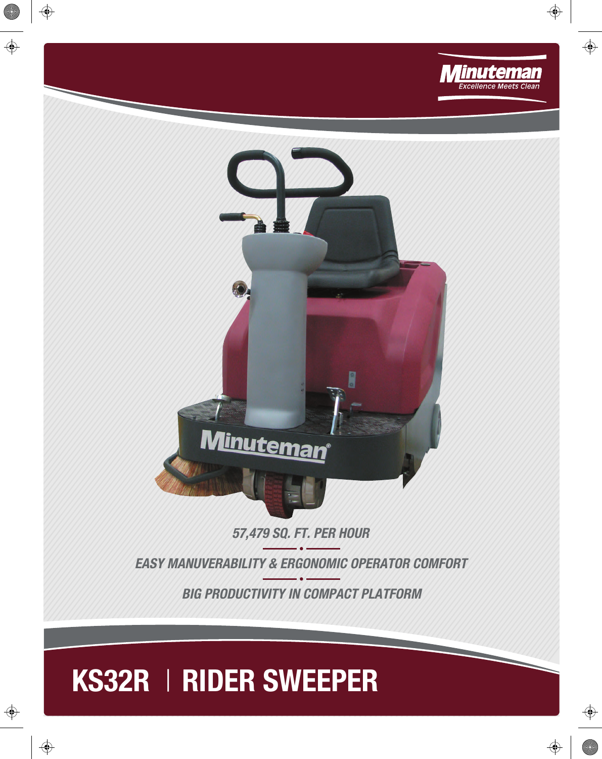Minuteman
Excellence Meets Clean

*57,479 SQ. FT. PER HOUR*

*EASY MANUVERABILITY & ERGONOMIC OPERATOR COMFORT*

*BIG PRODUCTIVITY IN COMPACT PLATFORM*

# KS32R | RIDER SWEEPER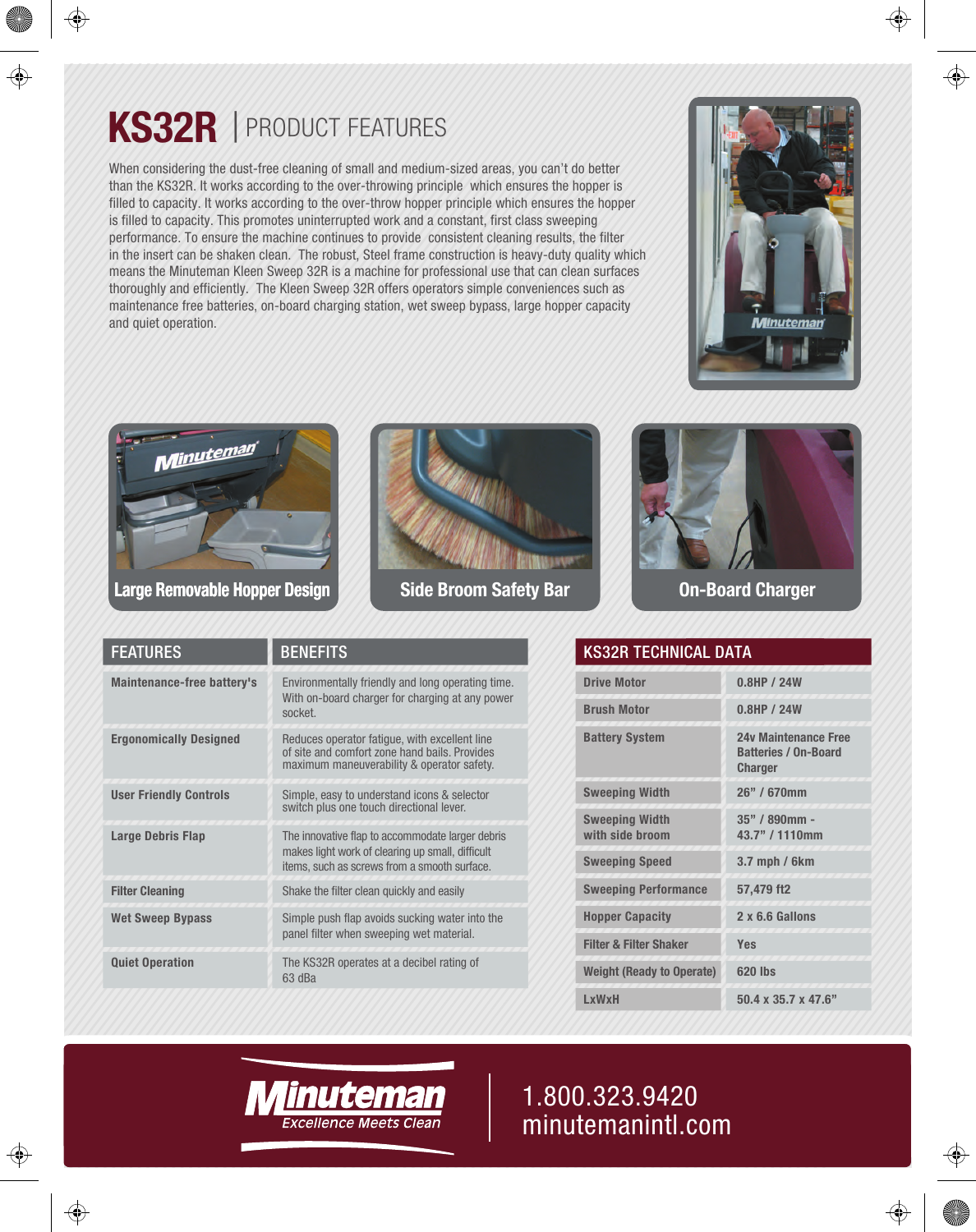# KS32R | PRODUCT FEATURES

When considering the dust-free cleaning of small and medium-sized areas, you can't do better than the KS32R. It works according to the over-throwing principle which ensures the hopper is filled to capacity. It works according to the over-throw hopper principle which ensures the hopper is filled to capacity. This promotes uninterrupted work and a constant, first class sweeping performance. To ensure the machine continues to provide consistent cleaning results, the filter in the insert can be shaken clean. The robust, Steel frame construction is heavy-duty quality which means the Minuteman Kleen Sweep 32R is a machine for professional use that can clean surfaces thoroughly and efficiently. The Kleen Sweep 32R offers operators simple conveniences such as maintenance free batteries, on-board charging station, wet sweep bypass, large hopper capacity and quiet operation.

Large Removable Hopper Design

Side Broom Safety Bar

On-Board Charger

| FEATURES | BENEFITS |
|---|---|
| Maintenance-free battery's | Environmentally friendly and long operating time. With on-board charger for charging at any power socket. |
| Ergonomically Designed | Reduces operator fatigue, with excellent line of site and comfort zone hand bails. Provides maximum maneuverability & operator safety. |
| User Friendly Controls | Simple, easy to understand icons & selector switch plus one touch directional lever. |
| Large Debris Flap | The innovative flap to accommodate larger debris makes light work of clearing up small, difficult items, such as screws from a smooth surface. |
| Filter Cleaning | Shake the filter clean quickly and easily |
| Wet Sweep Bypass | Simple push flap avoids sucking water into the panel filter when sweeping wet material. |
| Quiet Operation | The KS32R operates at a decibel rating of 63 dBa |

| KS32R TECHNICAL DATA | |
|---|---|
| Drive Motor | 0.8HP / 24W |
| Brush Motor | 0.8HP / 24W |
| Battery System | 24v Maintenance Free Batteries / On-Board Charger |
| Sweeping Width | 26" / 670mm |
| Sweeping Width with side broom | 35" / 890mm - 43.7" / 1110mm |
| Sweeping Speed | 3.7 mph / 6km |
| Sweeping Performance | 57,479 ft2 |
| Hopper Capacity | 2 x 6.6 Gallons |
| Filter & Filter Shaker | Yes |
| Weight (Ready to Operate) | 620 lbs |
| LxWxH | 50.4 x 35.7 x 47.6" |

Minuteman
Excellence Meets Clean

1.800.323.9420
minutemanintl.com